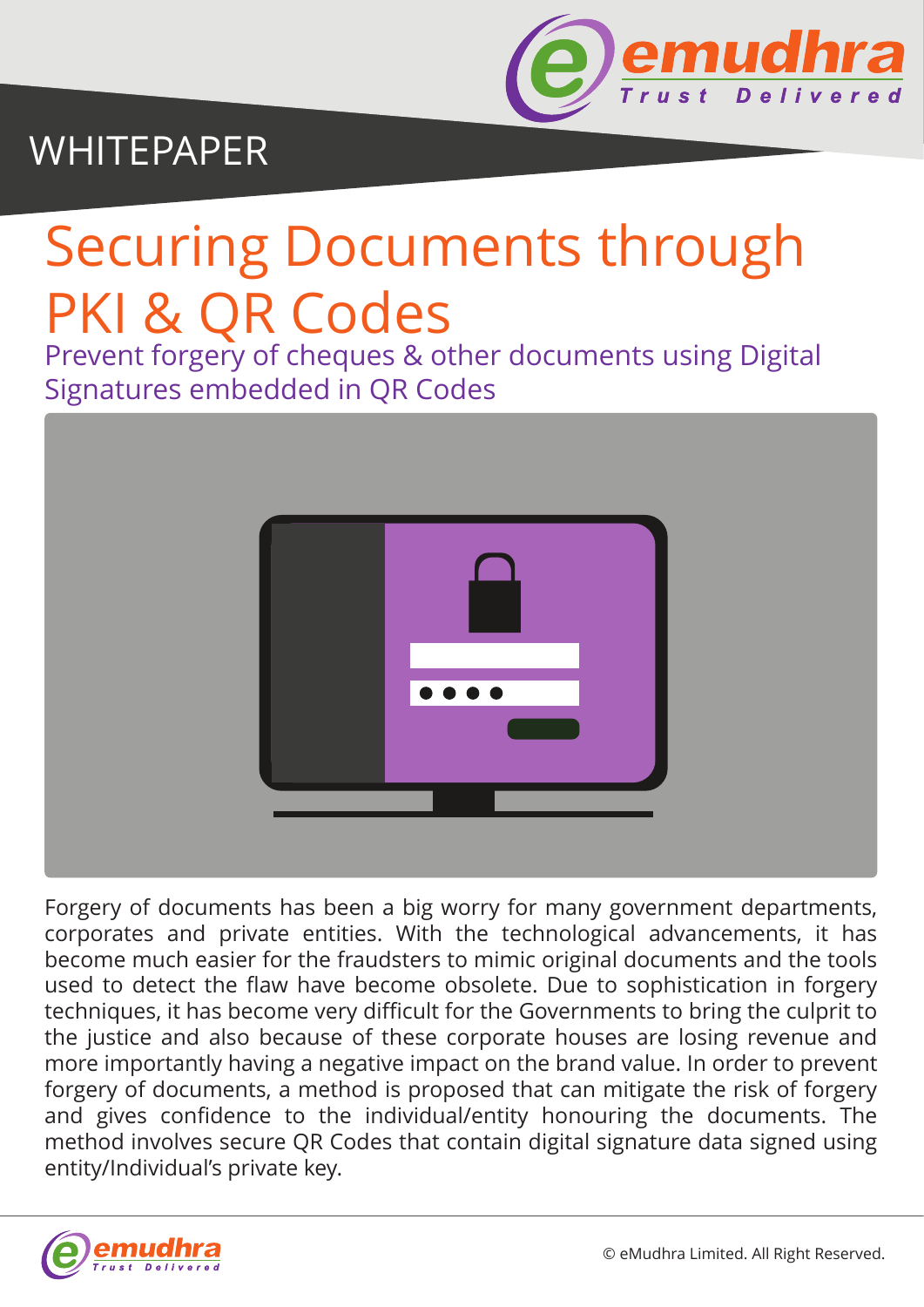WHITEPAPER

# Securing Documents through PKI & QR Codes

## Prevent forgery of cheques & other documents using Digital Signatures embedded in QR Codes

Forgery of documents has been a big worry for many government departments, corporates and private entities. With the technological advancements, it has become much easier for the fraudsters to mimic original documents and the tools used to detect the flaw have become obsolete. Due to sophistication in forgery techniques, it has become very difficult for the Governments to bring the culprit to the justice and also because of these corporate houses are losing revenue and more importantly having a negative impact on the brand value. In order to prevent forgery of documents, a method is proposed that can mitigate the risk of forgery and gives confidence to the individual/entity honouring the documents. The method involves secure QR Codes that contain digital signature data signed using entity/Individual's private key.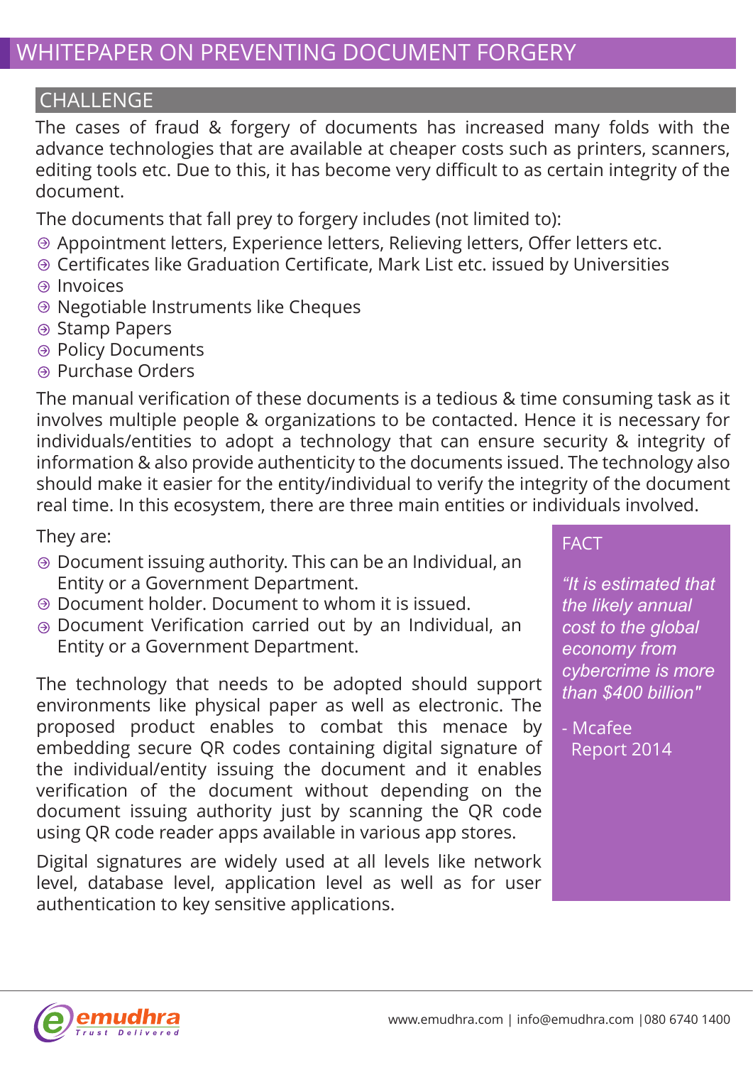# WHITEPAPER ON PREVENTING DOCUMENT FORGERY

## CHALLENGE

The cases of fraud & forgery of documents has increased many folds with the advance technologies that are available at cheaper costs such as printers, scanners, editing tools etc. Due to this, it has become very difficult to as certain integrity of the document.

The documents that fall prey to forgery includes (not limited to):

- Appointment letters, Experience letters, Relieving letters, Offer letters etc.
- Certificates like Graduation Certificate, Mark List etc. issued by Universities
- Invoices
- Negotiable Instruments like Cheques
- Stamp Papers
- Policy Documents
- Purchase Orders

The manual verification of these documents is a tedious & time consuming task as it involves multiple people & organizations to be contacted. Hence it is necessary for individuals/entities to adopt a technology that can ensure security & integrity of information & also provide authenticity to the documents issued. The technology also should make it easier for the entity/individual to verify the integrity of the document real time. In this ecosystem, there are three main entities or individuals involved.

They are:

- Document issuing authority. This can be an Individual, an Entity or a Government Department.
- Document holder. Document to whom it is issued.
- Document Verification carried out by an Individual, an Entity or a Government Department.

The technology that needs to be adopted should support environments like physical paper as well as electronic. The proposed product enables to combat this menace by embedding secure QR codes containing digital signature of the individual/entity issuing the document and it enables verification of the document without depending on the document issuing authority just by scanning the QR code using QR code reader apps available in various app stores.

Digital signatures are widely used at all levels like network level, database level, application level as well as for user authentication to key sensitive applications.

> **FACT**
>
> *"It is estimated that the likely annual cost to the global economy from cybercrime is more than $400 billion"*
>
> \- Mcafee Report 2014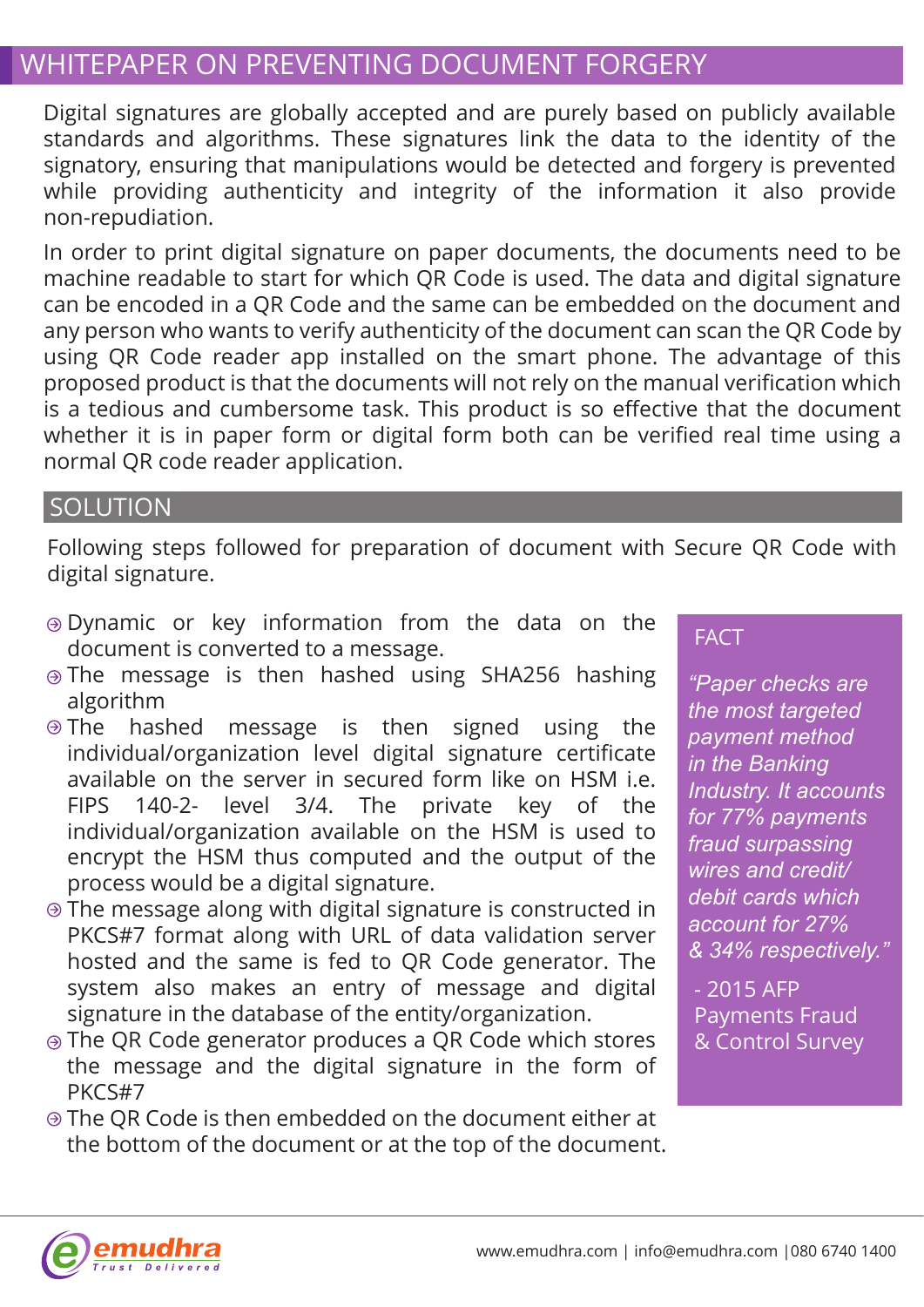## WHITEPAPER ON PREVENTING DOCUMENT FORGERY

Digital signatures are globally accepted and are purely based on publicly available standards and algorithms. These signatures link the data to the identity of the signatory, ensuring that manipulations would be detected and forgery is prevented while providing authenticity and integrity of the information it also provide non-repudiation.

In order to print digital signature on paper documents, the documents need to be machine readable to start for which QR Code is used. The data and digital signature can be encoded in a QR Code and the same can be embedded on the document and any person who wants to verify authenticity of the document can scan the QR Code by using QR Code reader app installed on the smart phone. The advantage of this proposed product is that the documents will not rely on the manual verification which is a tedious and cumbersome task. This product is so effective that the document whether it is in paper form or digital form both can be verified real time using a normal QR code reader application.

## SOLUTION

Following steps followed for preparation of document with Secure QR Code with digital signature.

- Dynamic or key information from the data on the document is converted to a message.
- The message is then hashed using SHA256 hashing algorithm
- The hashed message is then signed using the individual/organization level digital signature certificate available on the server in secured form like on HSM i.e. FIPS 140-2- level 3/4. The private key of the individual/organization available on the HSM is used to encrypt the HSM thus computed and the output of the process would be a digital signature.
- The message along with digital signature is constructed in PKCS#7 format along with URL of data validation server hosted and the same is fed to QR Code generator. The system also makes an entry of message and digital signature in the database of the entity/organization.
- The QR Code generator produces a QR Code which stores the message and the digital signature in the form of PKCS#7
- The QR Code is then embedded on the document either at the bottom of the document or at the top of the document.

**FACT**

*"Paper checks are the most targeted payment method in the Banking Industry. It accounts for 77% payments fraud surpassing wires and credit/ debit cards which account for 27% & 34% respectively."*

- 2015 AFP Payments Fraud & Control Survey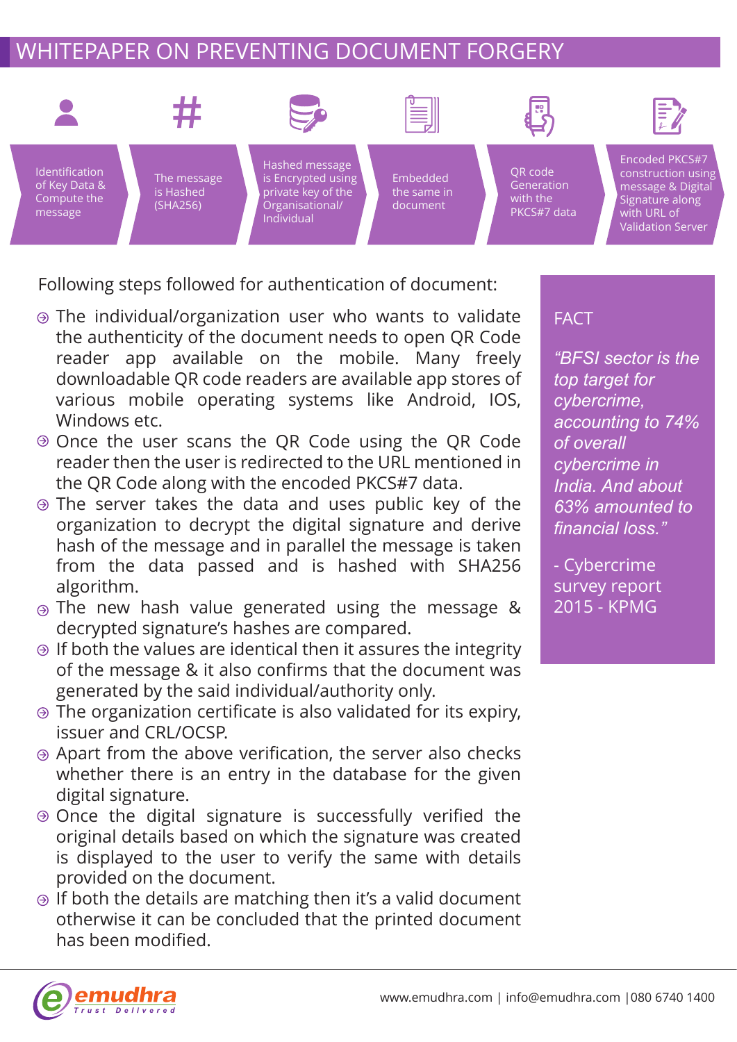# WHITEPAPER ON PREVENTING DOCUMENT FORGERY

1. Identification of Key Data & Compute the message
2. The message is Hashed (SHA256)
3. Hashed message is Encrypted using private key of the Organisational/ Individual
4. Embedded the same in document
5. QR code Generation with the PKCS#7 data
6. Encoded PKCS#7 construction using message & Digital Signature along with URL of Validation Server

Following steps followed for authentication of document:

- The individual/organization user who wants to validate the authenticity of the document needs to open QR Code reader app available on the mobile. Many freely downloadable QR code readers are available app stores of various mobile operating systems like Android, IOS, Windows etc.
- Once the user scans the QR Code using the QR Code reader then the user is redirected to the URL mentioned in the QR Code along with the encoded PKCS#7 data.
- The server takes the data and uses public key of the organization to decrypt the digital signature and derive hash of the message and in parallel the message is taken from the data passed and is hashed with SHA256 algorithm.
- The new hash value generated using the message & decrypted signature's hashes are compared.
- If both the values are identical then it assures the integrity of the message & it also confirms that the document was generated by the said individual/authority only.
- The organization certificate is also validated for its expiry, issuer and CRL/OCSP.
- Apart from the above verification, the server also checks whether there is an entry in the database for the given digital signature.
- Once the digital signature is successfully verified the original details based on which the signature was created is displayed to the user to verify the same with details provided on the document.
- If both the details are matching then it's a valid document otherwise it can be concluded that the printed document has been modified.

**FACT**

*"BFSI sector is the top target for cybercrime, accounting to 74% of overall cybercrime in India. And about 63% amounted to financial loss."*

- Cybercrime survey report 2015 - KPMG

emudhra Trust Delivered

www.emudhra.com | info@emudhra.com | 080 6740 1400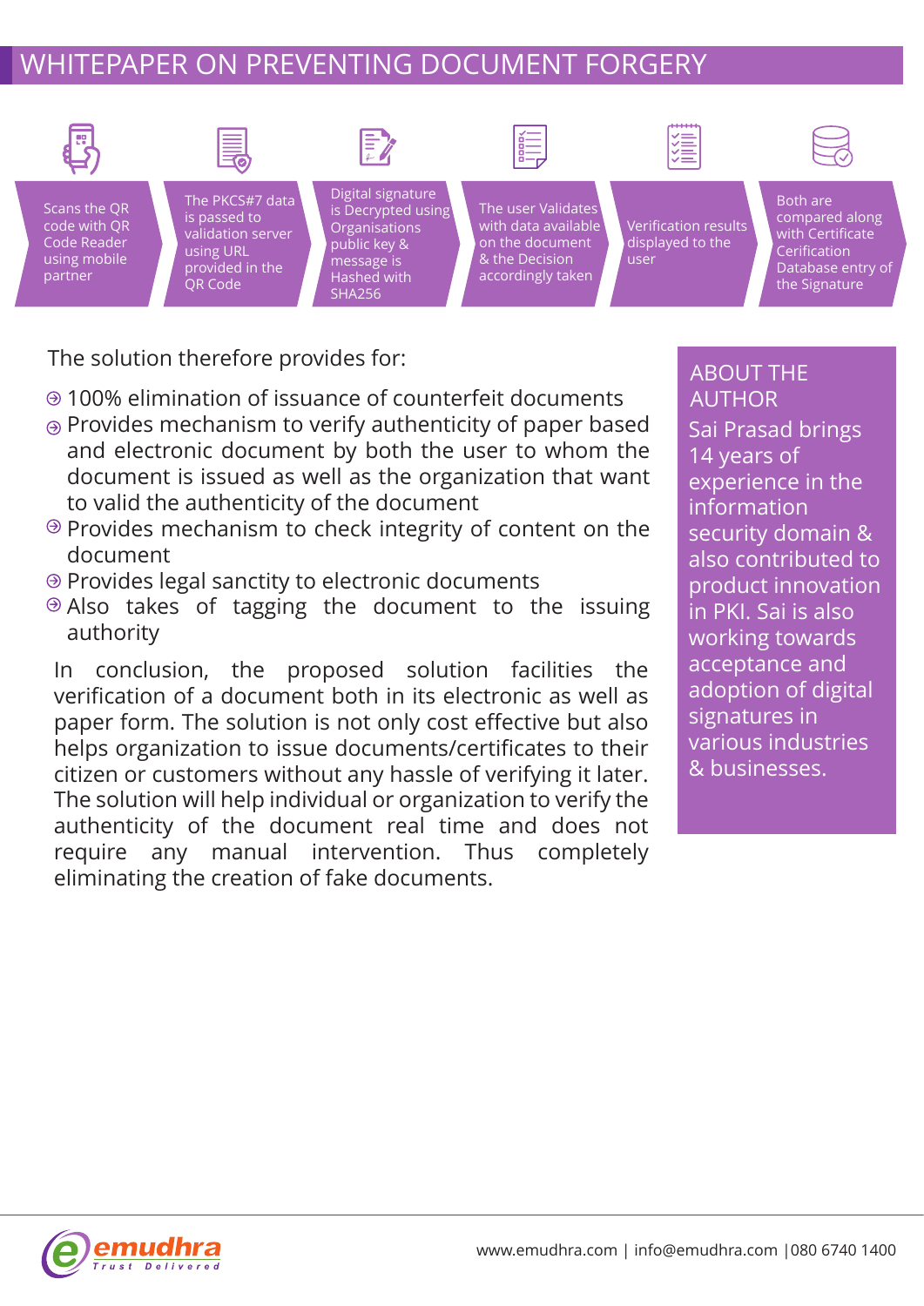# WHITEPAPER ON PREVENTING DOCUMENT FORGERY

- Scans the QR code with QR Code Reader using mobile partner
- The PKCS#7 data is passed to validation server using URL provided in the QR Code
- Digital signature is Decrypted using Organisations public key & message is Hashed with SHA256
- The user Validates with data available on the document & the Decision accordingly taken
- Verification results displayed to the user
- Both are compared along with Certificate Cerification Database entry of the Signature

The solution therefore provides for:

- 100% elimination of issuance of counterfeit documents
- Provides mechanism to verify authenticity of paper based and electronic document by both the user to whom the document is issued as well as the organization that want to valid the authenticity of the document
- Provides mechanism to check integrity of content on the document
- Provides legal sanctity to electronic documents
- Also takes of tagging the document to the issuing authority

In conclusion, the proposed solution facilities the verification of a document both in its electronic as well as paper form. The solution is not only cost effective but also helps organization to issue documents/certificates to their citizen or customers without any hassle of verifying it later. The solution will help individual or organization to verify the authenticity of the document real time and does not require any manual intervention. Thus completely eliminating the creation of fake documents.

## ABOUT THE AUTHOR

Sai Prasad brings 14 years of experience in the information security domain & also contributed to product innovation in PKI. Sai is also working towards acceptance and adoption of digital signatures in various industries & businesses.

emudhra Trust Delivered

www.emudhra.com | info@emudhra.com |080 6740 1400